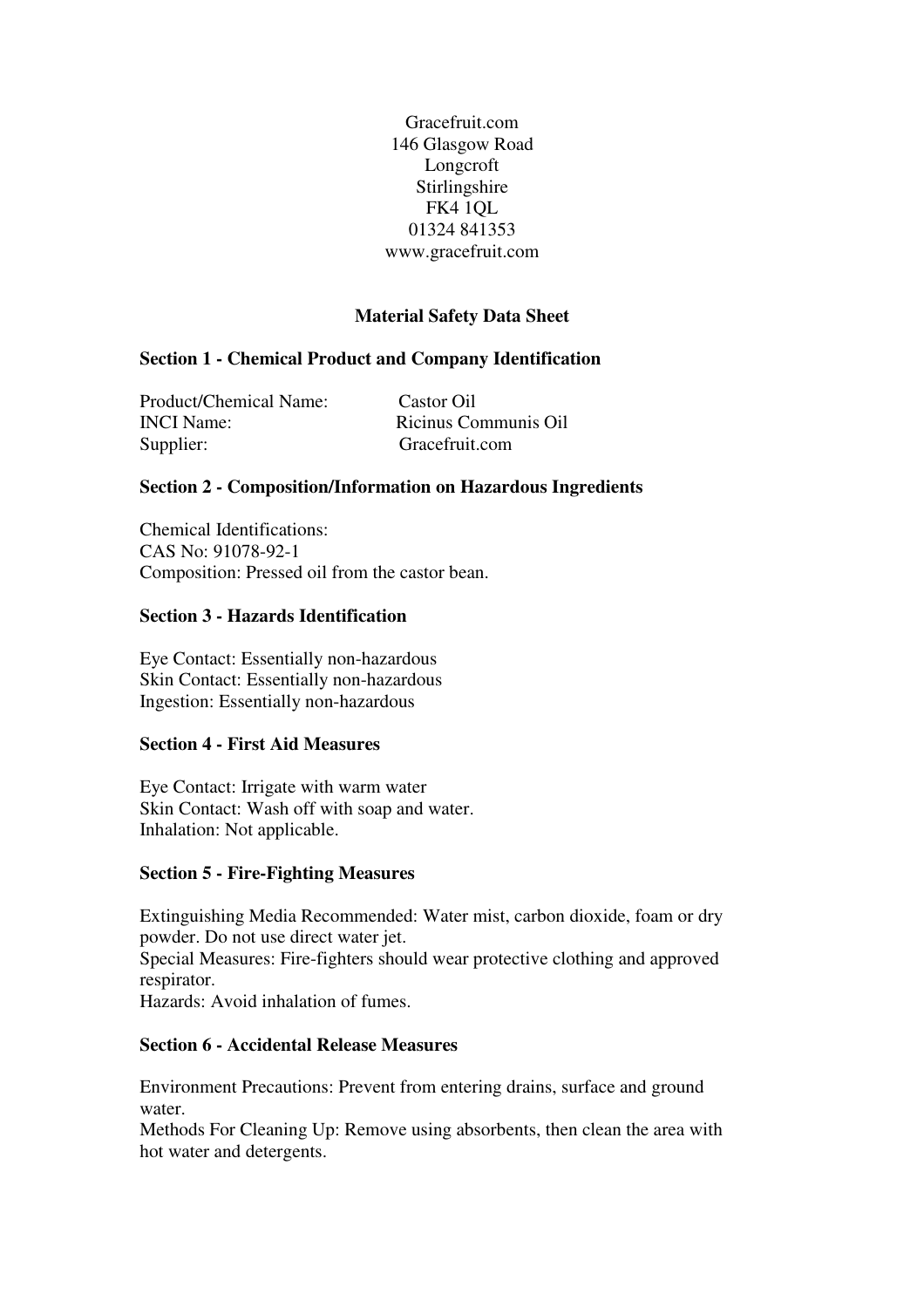Gracefruit.com
146 Glasgow Road
Longcroft
Stirlingshire
FK4 1QL
01324 841353
www.gracefruit.com

# Material Safety Data Sheet

## Section 1 - Chemical Product and Company Identification

Product/Chemical Name: Castor Oil
INCI Name: Ricinus Communis Oil
Supplier: Gracefruit.com

## Section 2 - Composition/Information on Hazardous Ingredients

Chemical Identifications:
CAS No: 91078-92-1
Composition: Pressed oil from the castor bean.

## Section 3 - Hazards Identification

Eye Contact: Essentially non-hazardous
Skin Contact: Essentially non-hazardous
Ingestion: Essentially non-hazardous

## Section 4 - First Aid Measures

Eye Contact: Irrigate with warm water
Skin Contact: Wash off with soap and water.
Inhalation: Not applicable.

## Section 5 - Fire-Fighting Measures

Extinguishing Media Recommended: Water mist, carbon dioxide, foam or dry powder. Do not use direct water jet.
Special Measures: Fire-fighters should wear protective clothing and approved respirator.
Hazards: Avoid inhalation of fumes.

## Section 6 - Accidental Release Measures

Environment Precautions: Prevent from entering drains, surface and ground water.
Methods For Cleaning Up: Remove using absorbents, then clean the area with hot water and detergents.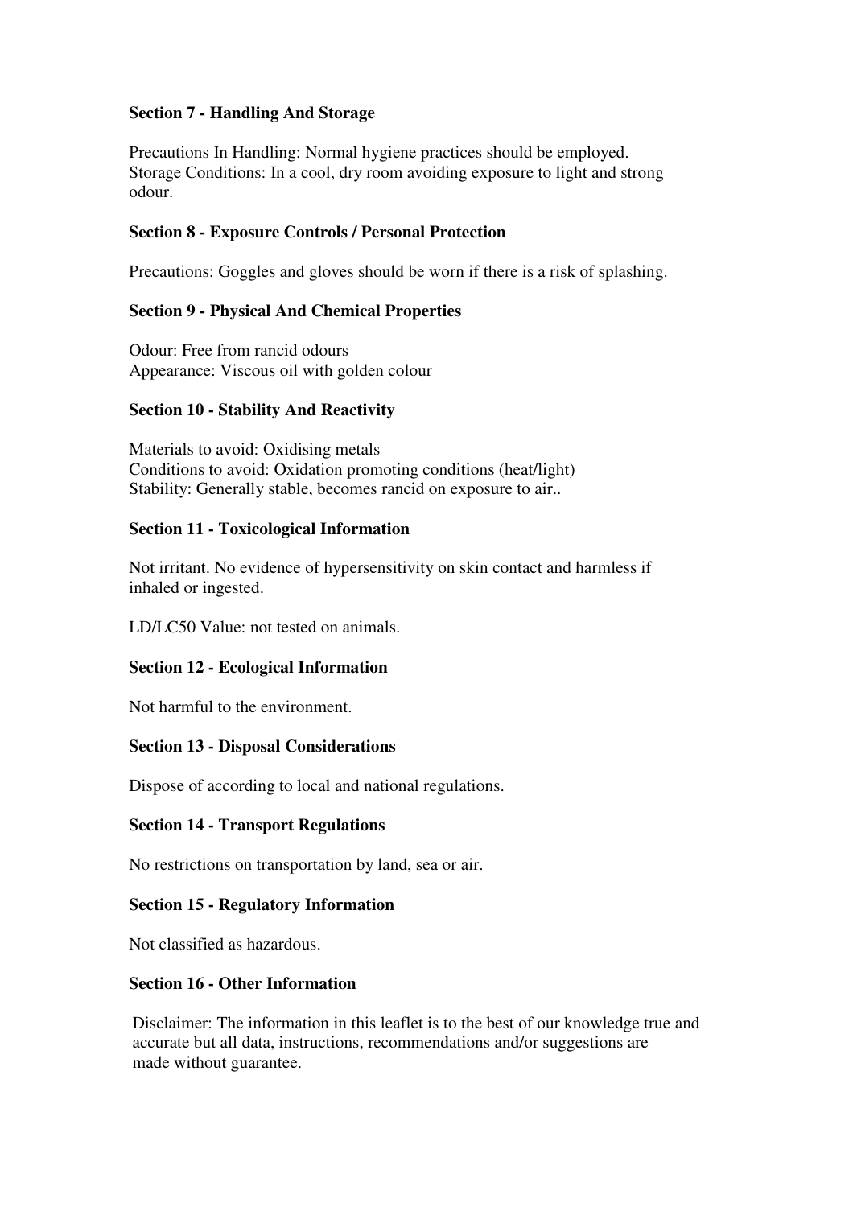### Section 7 - Handling And Storage

Precautions In Handling: Normal hygiene practices should be employed.
Storage Conditions: In a cool, dry room avoiding exposure to light and strong odour.

### Section 8 - Exposure Controls / Personal Protection

Precautions: Goggles and gloves should be worn if there is a risk of splashing.

### Section 9 - Physical And Chemical Properties

Odour: Free from rancid odours
Appearance: Viscous oil with golden colour

### Section 10 - Stability And Reactivity

Materials to avoid: Oxidising metals
Conditions to avoid: Oxidation promoting conditions (heat/light)
Stability: Generally stable, becomes rancid on exposure to air..

### Section 11 - Toxicological Information

Not irritant. No evidence of hypersensitivity on skin contact and harmless if inhaled or ingested.

LD/LC50 Value: not tested on animals.

### Section 12 - Ecological Information

Not harmful to the environment.

### Section 13 - Disposal Considerations

Dispose of according to local and national regulations.

### Section 14 - Transport Regulations

No restrictions on transportation by land, sea or air.

### Section 15 - Regulatory Information

Not classified as hazardous.

### Section 16 - Other Information

Disclaimer: The information in this leaflet is to the best of our knowledge true and accurate but all data, instructions, recommendations and/or suggestions are made without guarantee.